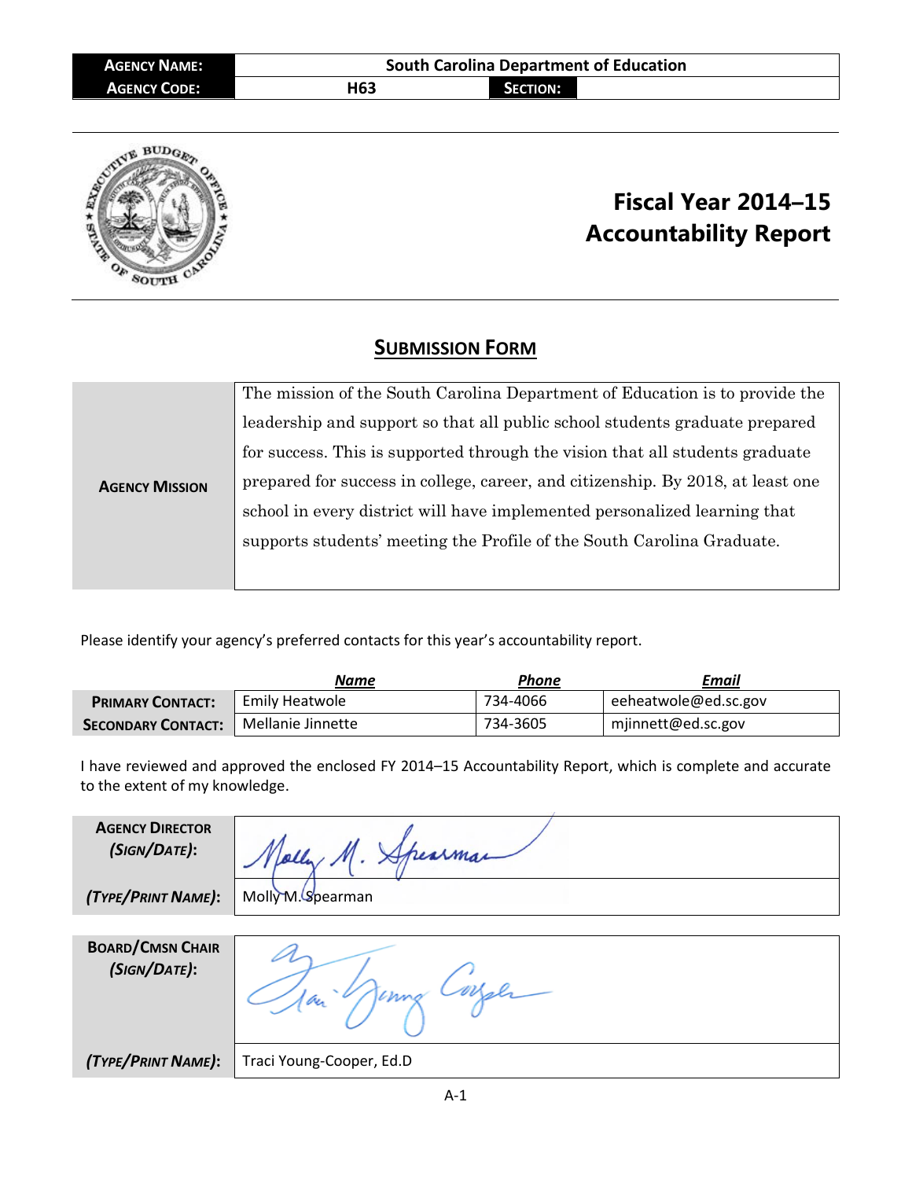| AGENCY NAME: | South Carolina Department of Education | | |
|---|---|---|---|
| AGENCY CODE: | H63 | SECTION: | |

# Fiscal Year 2014–15 Accountability Report

## SUBMISSION FORM

| AGENCY MISSION | The mission of the South Carolina Department of Education is to provide the leadership and support so that all public school students graduate prepared for success. This is supported through the vision that all students graduate prepared for success in college, career, and citizenship. By 2018, at least one school in every district will have implemented personalized learning that supports students' meeting the Profile of the South Carolina Graduate. |
|---|---|

Please identify your agency's preferred contacts for this year's accountability report.

| | Name | Phone | Email |
|---|---|---|---|
| PRIMARY CONTACT: | Emily Heatwole | 734-4066 | eeheatwole@ed.sc.gov |
| SECONDARY CONTACT: | Mellanie Jinnette | 734-3605 | mjinnett@ed.sc.gov |

I have reviewed and approved the enclosed FY 2014–15 Accountability Report, which is complete and accurate to the extent of my knowledge.

| AGENCY DIRECTOR (SIGN/DATE): | Molly M. Spearman |
|---|---|
| (TYPE/PRINT NAME): | Molly M. Spearman |

| BOARD/CMSN CHAIR (SIGN/DATE): | Traci Young Cooper |
|---|---|
| (TYPE/PRINT NAME): | Traci Young-Cooper, Ed.D |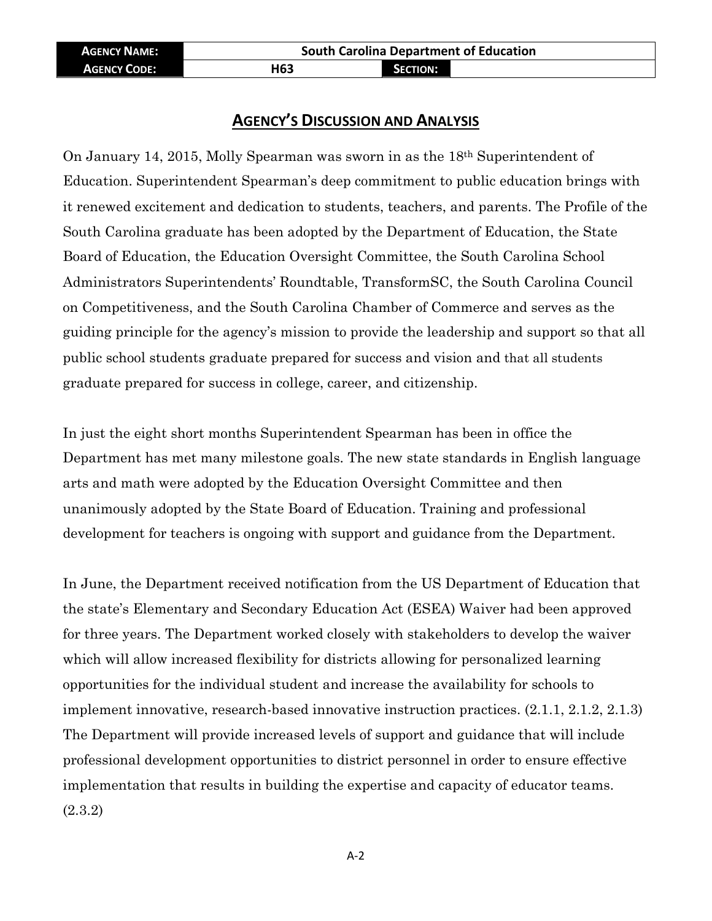| AGENCY NAME: | South Carolina Department of Education | | |
| --- | --- | --- | --- |
| AGENCY CODE: | H63 | SECTION: | |

## AGENCY'S DISCUSSION AND ANALYSIS

On January 14, 2015, Molly Spearman was sworn in as the 18th Superintendent of Education. Superintendent Spearman's deep commitment to public education brings with it renewed excitement and dedication to students, teachers, and parents. The Profile of the South Carolina graduate has been adopted by the Department of Education, the State Board of Education, the Education Oversight Committee, the South Carolina School Administrators Superintendents' Roundtable, TransformSC, the South Carolina Council on Competitiveness, and the South Carolina Chamber of Commerce and serves as the guiding principle for the agency's mission to provide the leadership and support so that all public school students graduate prepared for success and vision and that all students graduate prepared for success in college, career, and citizenship.

In just the eight short months Superintendent Spearman has been in office the Department has met many milestone goals. The new state standards in English language arts and math were adopted by the Education Oversight Committee and then unanimously adopted by the State Board of Education. Training and professional development for teachers is ongoing with support and guidance from the Department.

In June, the Department received notification from the US Department of Education that the state's Elementary and Secondary Education Act (ESEA) Waiver had been approved for three years. The Department worked closely with stakeholders to develop the waiver which will allow increased flexibility for districts allowing for personalized learning opportunities for the individual student and increase the availability for schools to implement innovative, research-based innovative instruction practices. (2.1.1, 2.1.2, 2.1.3) The Department will provide increased levels of support and guidance that will include professional development opportunities to district personnel in order to ensure effective implementation that results in building the expertise and capacity of educator teams. (2.3.2)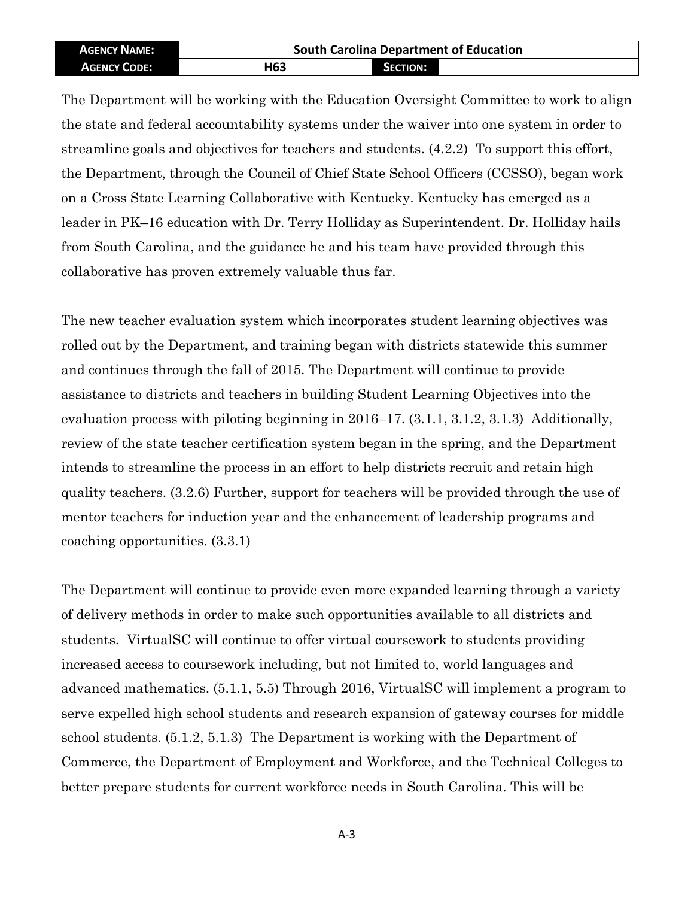The Department will be working with the Education Oversight Committee to work to align the state and federal accountability systems under the waiver into one system in order to streamline goals and objectives for teachers and students. (4.2.2) To support this effort, the Department, through the Council of Chief State School Officers (CCSSO), began work on a Cross State Learning Collaborative with Kentucky. Kentucky has emerged as a leader in PK–16 education with Dr. Terry Holliday as Superintendent. Dr. Holliday hails from South Carolina, and the guidance he and his team have provided through this collaborative has proven extremely valuable thus far.

The new teacher evaluation system which incorporates student learning objectives was rolled out by the Department, and training began with districts statewide this summer and continues through the fall of 2015. The Department will continue to provide assistance to districts and teachers in building Student Learning Objectives into the evaluation process with piloting beginning in 2016–17. (3.1.1, 3.1.2, 3.1.3) Additionally, review of the state teacher certification system began in the spring, and the Department intends to streamline the process in an effort to help districts recruit and retain high quality teachers. (3.2.6) Further, support for teachers will be provided through the use of mentor teachers for induction year and the enhancement of leadership programs and coaching opportunities. (3.3.1)

The Department will continue to provide even more expanded learning through a variety of delivery methods in order to make such opportunities available to all districts and students. VirtualSC will continue to offer virtual coursework to students providing increased access to coursework including, but not limited to, world languages and advanced mathematics. (5.1.1, 5.5) Through 2016, VirtualSC will implement a program to serve expelled high school students and research expansion of gateway courses for middle school students. (5.1.2, 5.1.3) The Department is working with the Department of Commerce, the Department of Employment and Workforce, and the Technical Colleges to better prepare students for current workforce needs in South Carolina. This will be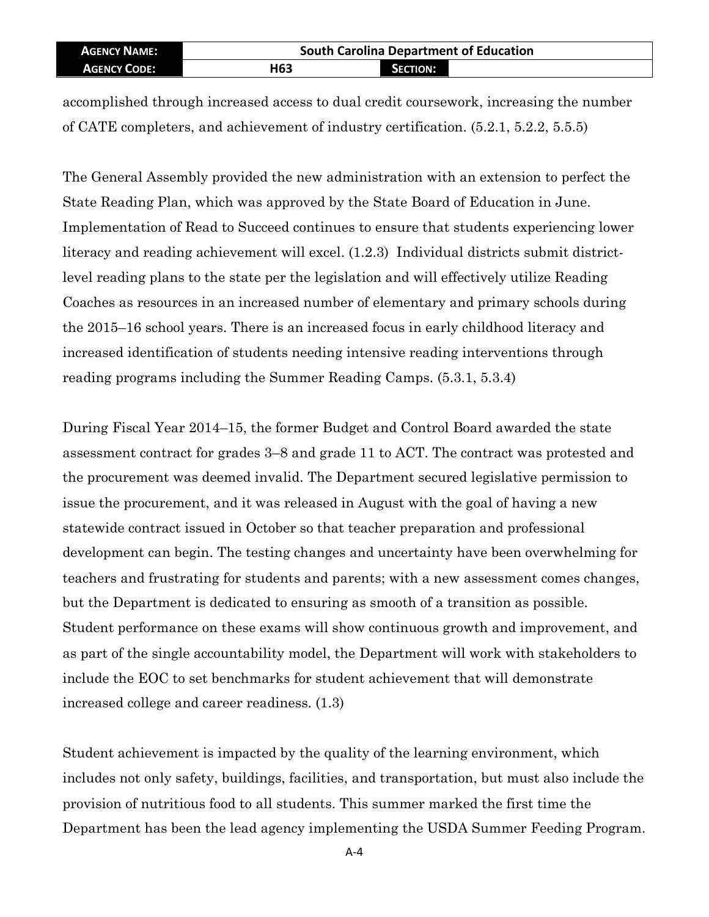accomplished through increased access to dual credit coursework, increasing the number of CATE completers, and achievement of industry certification. (5.2.1, 5.2.2, 5.5.5)

The General Assembly provided the new administration with an extension to perfect the State Reading Plan, which was approved by the State Board of Education in June. Implementation of Read to Succeed continues to ensure that students experiencing lower literacy and reading achievement will excel. (1.2.3) Individual districts submit district-level reading plans to the state per the legislation and will effectively utilize Reading Coaches as resources in an increased number of elementary and primary schools during the 2015–16 school years. There is an increased focus in early childhood literacy and increased identification of students needing intensive reading interventions through reading programs including the Summer Reading Camps. (5.3.1, 5.3.4)

During Fiscal Year 2014–15, the former Budget and Control Board awarded the state assessment contract for grades 3–8 and grade 11 to ACT. The contract was protested and the procurement was deemed invalid. The Department secured legislative permission to issue the procurement, and it was released in August with the goal of having a new statewide contract issued in October so that teacher preparation and professional development can begin. The testing changes and uncertainty have been overwhelming for teachers and frustrating for students and parents; with a new assessment comes changes, but the Department is dedicated to ensuring as smooth of a transition as possible. Student performance on these exams will show continuous growth and improvement, and as part of the single accountability model, the Department will work with stakeholders to include the EOC to set benchmarks for student achievement that will demonstrate increased college and career readiness. (1.3)

Student achievement is impacted by the quality of the learning environment, which includes not only safety, buildings, facilities, and transportation, but must also include the provision of nutritious food to all students. This summer marked the first time the Department has been the lead agency implementing the USDA Summer Feeding Program.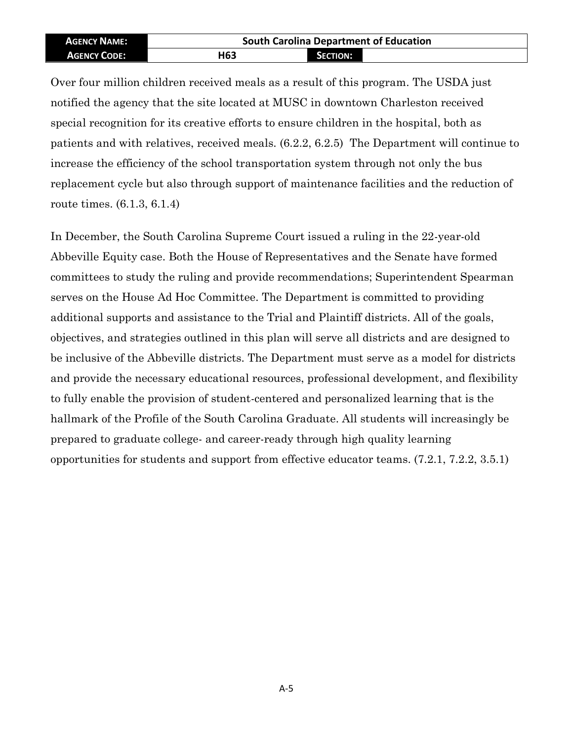Over four million children received meals as a result of this program. The USDA just notified the agency that the site located at MUSC in downtown Charleston received special recognition for its creative efforts to ensure children in the hospital, both as patients and with relatives, received meals. (6.2.2, 6.2.5) The Department will continue to increase the efficiency of the school transportation system through not only the bus replacement cycle but also through support of maintenance facilities and the reduction of route times. (6.1.3, 6.1.4)

In December, the South Carolina Supreme Court issued a ruling in the 22-year-old Abbeville Equity case. Both the House of Representatives and the Senate have formed committees to study the ruling and provide recommendations; Superintendent Spearman serves on the House Ad Hoc Committee. The Department is committed to providing additional supports and assistance to the Trial and Plaintiff districts. All of the goals, objectives, and strategies outlined in this plan will serve all districts and are designed to be inclusive of the Abbeville districts. The Department must serve as a model for districts and provide the necessary educational resources, professional development, and flexibility to fully enable the provision of student-centered and personalized learning that is the hallmark of the Profile of the South Carolina Graduate. All students will increasingly be prepared to graduate college- and career-ready through high quality learning opportunities for students and support from effective educator teams. (7.2.1, 7.2.2, 3.5.1)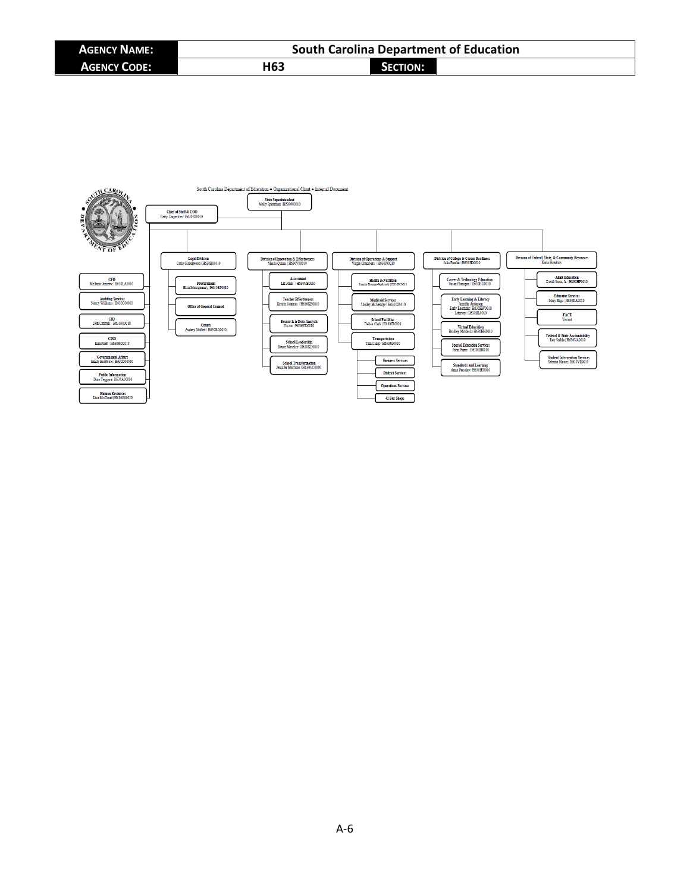| AGENCY NAME: | South Carolina Department of Education | |
|---|---|---|
| AGENCY CODE: | H63 | SECTION: |

South Carolina Department of Education • Organizational Chart • Internal Document

State Superintendent
Molly Spearman | H630000010

Chief of Staff & COO
Betsy Carpentier | H630E00010

CTO
Melanie Jinnette | H630LA0010

Auditing Services
Nancy Williams | H630C00010

CIO
Don Cantrell | H630F00010

CISO
Ken Pruett | H630W00010

Governmental Affairs
Emily Heatwole | H630D00010

Public Information
Dino Teppara | H630A00010

Human Resources
Lisa McCloud | H630G00010

Legal Division
Cathy Hazelwood | H630B00010

Procurement
Elisa Montgomery | H630BP0010

Office of General Counsel

Grants
Audrey Shifflett | H630BG0010

Division of Innovation & Effectiveness
Sheila Quinn | H630V00010

Assessment
Liz Jones | H630VB0010

Teacher Effectiveness
Kristin Joannes | H630KB0010

Research & Data Analysis
Placate | H630VD0010

School Leadership
Bruce Moseley | H630KD0010

School Transformation
Jennifer Morrison | H630VC0010

Division of Operations & Support
Virgie Chambers | H630J00010

Health & Nutrition
Jennifer Bowman-Seabrook | H630JC0010

Medicaid Services
Shelley McGeorge | H630JD0010

School Facilities
Delisa Clark | H630JB0010

Transportation
Tim Camp | H630JG0010

Business Services

District Services

Operations Services

42 Bus Shops

Division of College & Career Readiness
Julie Fowler | H630H00010

Career & Technology Education
Susan Flanagan | H630HG0010

Early Learning & Literacy
Jennifer Anderson
Early Learning | H630EW0010
Literacy | H630HL0010

Virtual Education
Bradley Mitchell | H630HK0010

Special Education Services
John Payne | H630EH0010

Standards and Learning
Anne Pressley | H630HD0010

Division of Federal, State, & Community Resources
Karla Hawkins

Adult Education
David Stout, Jr. | H630HF0010

Educator Services
Mary Hipp | H630LA0010

FACE
Vacant

Federal & State Accountability
Roy Stehle | H630VA0010

Student Intervention Services
Sabrina Moore | H630VE0010